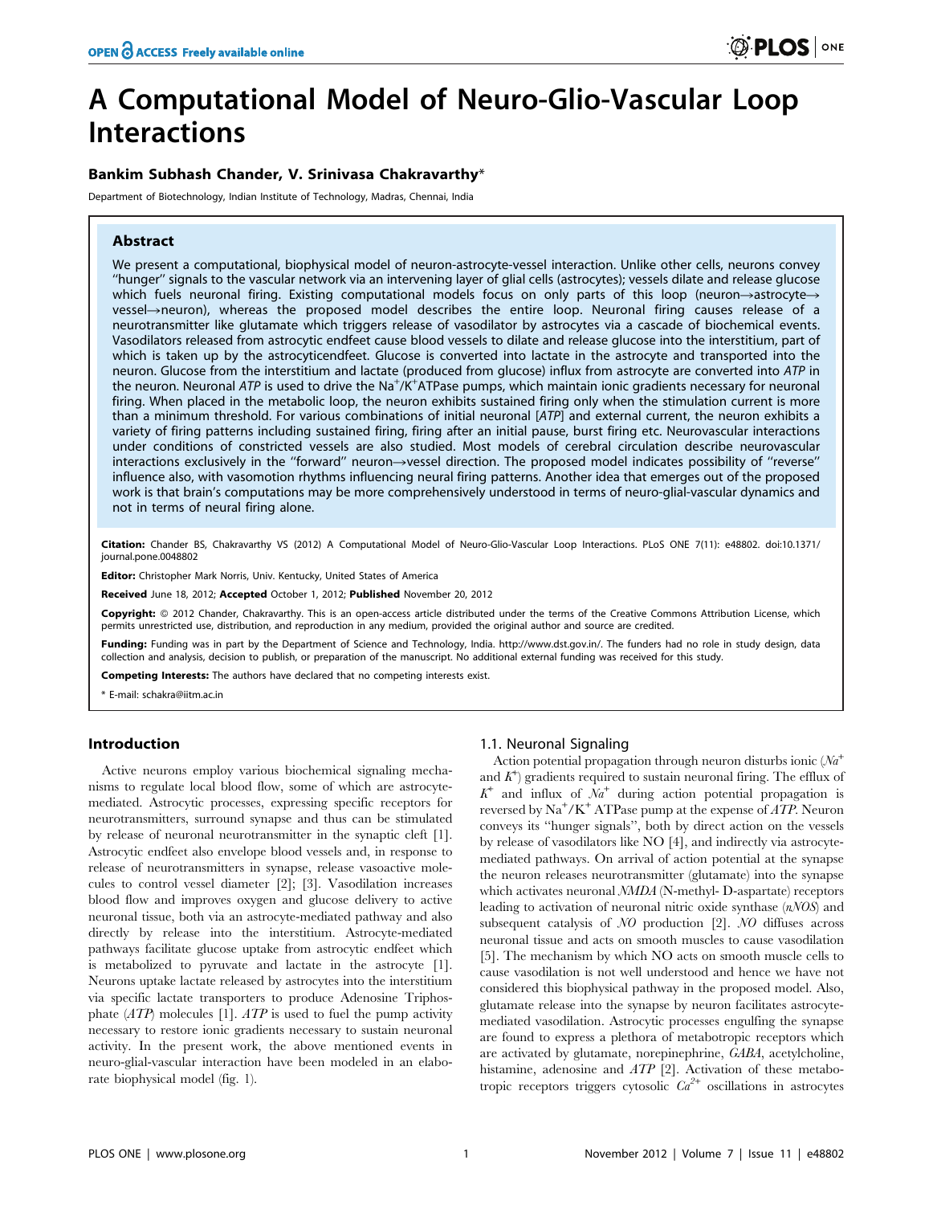# A Computational Model of Neuro-Glio-Vascular Loop Interactions

**Bankim Subhash Chander, V. Srinivasa Chakravarthy***

Department of Biotechnology, Indian Institute of Technology, Madras, Chennai, India

## Abstract

We present a computational, biophysical model of neuron-astrocyte-vessel interaction. Unlike other cells, neurons convey "hunger" signals to the vascular network via an intervening layer of glial cells (astrocytes); vessels dilate and release glucose which fuels neuronal firing. Existing computational models focus on only parts of this loop (neuron→astrocyte→vessel→neuron), whereas the proposed model describes the entire loop. Neuronal firing causes release of a neurotransmitter like glutamate which triggers release of vasodilator by astrocytes via a cascade of biochemical events. Vasodilators released from astrocytic endfeet cause blood vessels to dilate and release glucose into the interstitium, part of which is taken up by the astrocyticendfeet. Glucose is converted into lactate in the astrocyte and transported into the neuron. Glucose from the interstitium and lactate (produced from glucose) influx from astrocyte are converted into *ATP* in the neuron. Neuronal *ATP* is used to drive the $Na^+/K^+$ATPase pumps, which maintain ionic gradients necessary for neuronal firing. When placed in the metabolic loop, the neuron exhibits sustained firing only when the stimulation current is more than a minimum threshold. For various combinations of initial neuronal [*ATP*] and external current, the neuron exhibits a variety of firing patterns including sustained firing, firing after an initial pause, burst firing etc. Neurovascular interactions under conditions of constricted vessels are also studied. Most models of cerebral circulation describe neurovascular interactions exclusively in the "forward" neuron→vessel direction. The proposed model indicates possibility of "reverse" influence also, with vasomotion rhythms influencing neural firing patterns. Another idea that emerges out of the proposed work is that brain's computations may be more comprehensively understood in terms of neuro-glial-vascular dynamics and not in terms of neural firing alone.

**Citation:** Chander BS, Chakravarthy VS (2012) A Computational Model of Neuro-Glio-Vascular Loop Interactions. PLoS ONE 7(11): e48802. doi:10.1371/journal.pone.0048802

**Editor:** Christopher Mark Norris, Univ. Kentucky, United States of America

**Received** June 18, 2012; **Accepted** October 1, 2012; **Published** November 20, 2012

**Copyright:** © 2012 Chander, Chakravarthy. This is an open-access article distributed under the terms of the Creative Commons Attribution License, which permits unrestricted use, distribution, and reproduction in any medium, provided the original author and source are credited.

**Funding:** Funding was in part by the Department of Science and Technology, India. http://www.dst.gov.in/. The funders had no role in study design, data collection and analysis, decision to publish, or preparation of the manuscript. No additional external funding was received for this study.

**Competing Interests:** The authors have declared that no competing interests exist.

\* E-mail: schakra@iitm.ac.in

## Introduction

Active neurons employ various biochemical signaling mechanisms to regulate local blood flow, some of which are astrocyte-mediated. Astrocytic processes, expressing specific receptors for neurotransmitters, surround synapse and thus can be stimulated by release of neuronal neurotransmitter in the synaptic cleft [1]. Astrocytic endfeet also envelope blood vessels and, in response to release of neurotransmitters in synapse, release vasoactive molecules to control vessel diameter [2]; [3]. Vasodilation increases blood flow and improves oxygen and glucose delivery to active neuronal tissue, both via an astrocyte-mediated pathway and also directly by release into the interstitium. Astrocyte-mediated pathways facilitate glucose uptake from astrocytic endfeet which is metabolized to pyruvate and lactate in the astrocyte [1]. Neurons uptake lactate released by astrocytes into the interstitium via specific lactate transporters to produce Adenosine Triphosphate (*ATP*) molecules [1]. *ATP* is used to fuel the pump activity necessary to restore ionic gradients necessary to sustain neuronal activity. In the present work, the above mentioned events in neuro-glial-vascular interaction have been modeled in an elaborate biophysical model (fig. 1).

### 1.1. Neuronal Signaling

Action potential propagation through neuron disturbs ionic ($Na^+$ and $K^+$) gradients required to sustain neuronal firing. The efflux of $K^+$ and influx of $Na^+$ during action potential propagation is reversed by $Na^+/K^+$ ATPase pump at the expense of *ATP*. Neuron conveys its "hunger signals", both by direct action on the vessels by release of vasodilators like NO [4], and indirectly via astrocyte-mediated pathways. On arrival of action potential at the synapse the neuron releases neurotransmitter (glutamate) into the synapse which activates neuronal *NMDA* (N-methyl- D-aspartate) receptors leading to activation of neuronal nitric oxide synthase (*nNOS*) and subsequent catalysis of *NO* production [2]. *NO* diffuses across neuronal tissue and acts on smooth muscles to cause vasodilation [5]. The mechanism by which NO acts on smooth muscle cells to cause vasodilation is not well understood and hence we have not considered this biophysical pathway in the proposed model. Also, glutamate release into the synapse by neuron facilitates astrocyte-mediated vasodilation. Astrocytic processes engulfing the synapse are found to express a plethora of metabotropic receptors which are activated by glutamate, norepinephrine, *GABA*, acetylcholine, histamine, adenosine and *ATP* [2]. Activation of these metabotropic receptors triggers cytosolic $Ca^{2+}$ oscillations in astrocytes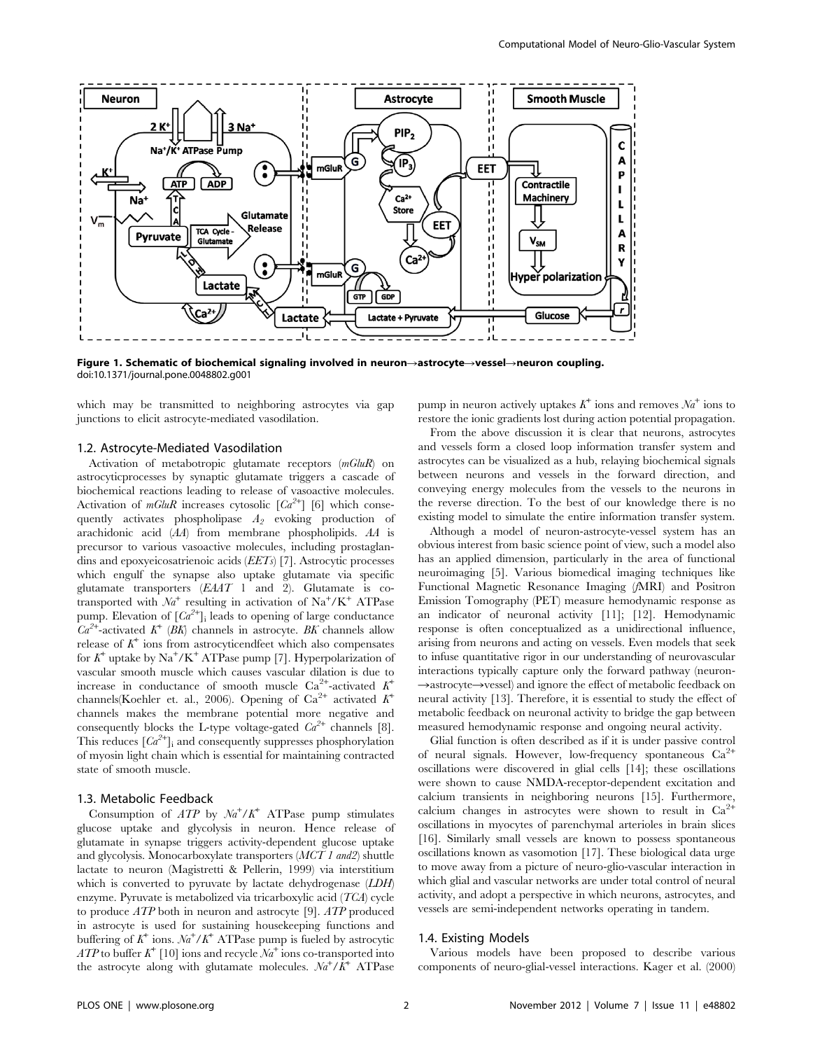**Figure 1. Schematic of biochemical signaling involved in neuron→astrocyte→vessel→neuron coupling.**
doi:10.1371/journal.pone.0048802.g001

which may be transmitted to neighboring astrocytes via gap junctions to elicit astrocyte-mediated vasodilation.

### 1.2. Astrocyte-Mediated Vasodilation

Activation of metabotropic glutamate receptors (*mGluR*) on astrocyticprocesses by synaptic glutamate triggers a cascade of biochemical reactions leading to release of vasoactive molecules. Activation of *mGluR* increases cytosolic $[Ca^{2+}]$ [6] which consequently activates phospholipase $A_2$ evoking production of arachidonic acid (*AA*) from membrane phospholipids. *AA* is precursor to various vasoactive molecules, including prostaglandins and epoxyeicosatrienoic acids (*EETs*) [7]. Astrocytic processes which engulf the synapse also uptake glutamate via specific glutamate transporters (*EAAT* 1 and 2). Glutamate is co-transported with $Na^+$ resulting in activation of $Na^+/K^+$ ATPase pump. Elevation of $[Ca^{2+}]_i$ leads to opening of large conductance $Ca^{2+}$-activated $K^+$ (*BK*) channels in astrocyte. *BK* channels allow release of $K^+$ ions from astrocyticendfeet which also compensates for $K^+$ uptake by $Na^+/K^+$ ATPase pump [7]. Hyperpolarization of vascular smooth muscle which causes vascular dilation is due to increase in conductance of smooth muscle $Ca^{2+}$-activated $K^+$ channels(Koehler et. al., 2006). Opening of $Ca^{2+}$ activated $K^+$ channels makes the membrane potential more negative and consequently blocks the L-type voltage-gated $Ca^{2+}$ channels [8]. This reduces $[Ca^{2+}]_i$ and consequently suppresses phosphorylation of myosin light chain which is essential for maintaining contracted state of smooth muscle.

### 1.3. Metabolic Feedback

Consumption of *ATP* by $Na^+/K^+$ ATPase pump stimulates glucose uptake and glycolysis in neuron. Hence release of glutamate in synapse triggers activity-dependent glucose uptake and glycolysis. Monocarboxylate transporters (*MCT 1 and2*) shuttle lactate to neuron (Magistretti & Pellerin, 1999) via interstitium which is converted to pyruvate by lactate dehydrogenase (*LDH*) enzyme. Pyruvate is metabolized via tricarboxylic acid (*TCA*) cycle to produce *ATP* both in neuron and astrocyte [9]. *ATP* produced in astrocyte is used for sustaining housekeeping functions and buffering of $K^+$ ions. $Na^+/K^+$ ATPase pump is fueled by astrocytic *ATP* to buffer $K^+$ [10] ions and recycle $Na^+$ ions co-transported into the astrocyte along with glutamate molecules. $Na^+/K^+$ ATPase pump in neuron actively uptakes $K^+$ ions and removes $Na^+$ ions to restore the ionic gradients lost during action potential propagation.

From the above discussion it is clear that neurons, astrocytes and vessels form a closed loop information transfer system and astrocytes can be visualized as a hub, relaying biochemical signals between neurons and vessels in the forward direction, and conveying energy molecules from the vessels to the neurons in the reverse direction. To the best of our knowledge there is no existing model to simulate the entire information transfer system.

Although a model of neuron-astrocyte-vessel system has an obvious interest from basic science point of view, such a model also has an applied dimension, particularly in the area of functional neuroimaging [5]. Various biomedical imaging techniques like Functional Magnetic Resonance Imaging (*f*MRI) and Positron Emission Tomography (PET) measure hemodynamic response as an indicator of neuronal activity [11]; [12]. Hemodynamic response is often conceptualized as a unidirectional influence, arising from neurons and acting on vessels. Even models that seek to infuse quantitative rigor in our understanding of neurovascular interactions typically capture only the forward pathway (neuron→astrocyte→vessel) and ignore the effect of metabolic feedback on neural activity [13]. Therefore, it is essential to study the effect of metabolic feedback on neuronal activity to bridge the gap between measured hemodynamic response and ongoing neural activity.

Glial function is often described as if it is under passive control of neural signals. However, low-frequency spontaneous $Ca^{2+}$ oscillations were discovered in glial cells [14]; these oscillations were shown to cause NMDA-receptor-dependent excitation and calcium transients in neighboring neurons [15]. Furthermore, calcium changes in astrocytes were shown to result in $Ca^{2+}$ oscillations in myocytes of parenchymal arterioles in brain slices [16]. Similarly small vessels are known to possess spontaneous oscillations known as vasomotion [17]. These biological data urge to move away from a picture of neuro-glio-vascular interaction in which glial and vascular networks are under total control of neural activity, and adopt a perspective in which neurons, astrocytes, and vessels are semi-independent networks operating in tandem.

### 1.4. Existing Models

Various models have been proposed to describe various components of neuro-glial-vessel interactions. Kager et al. (2000)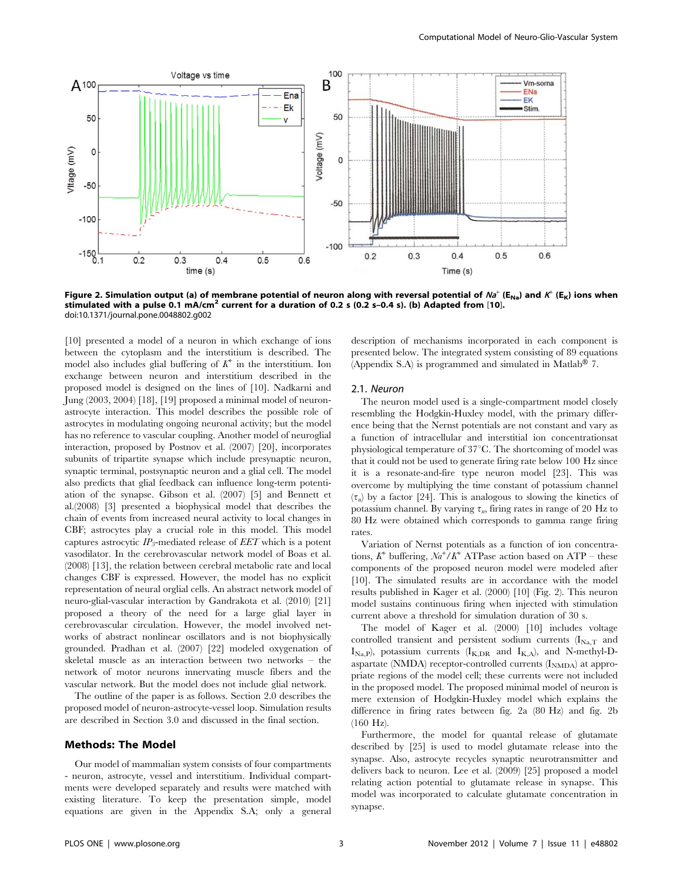**Figure 2. Simulation output (a) of membrane potential of neuron along with reversal potential of $Na^+$ ($E_{Na}$) and $K^+$ ($E_K$) ions when stimulated with a pulse 0.1 mA/cm$^2$ current for a duration of 0.2 s (0.2 s–0.4 s). (b) Adapted from [10].**
doi:10.1371/journal.pone.0048802.g002

[10] presented a model of a neuron in which exchange of ions between the cytoplasm and the interstitium is described. The model also includes glial buffering of $K^+$ in the interstitium. Ion exchange between neuron and interstitium described in the proposed model is designed on the lines of [10]. Nadkarni and Jung (2003, 2004) [18], [19] proposed a minimal model of neuron-astrocyte interaction. This model describes the possible role of astrocytes in modulating ongoing neuronal activity; but the model has no reference to vascular coupling. Another model of neuroglial interaction, proposed by Postnov et al. (2007) [20], incorporates subunits of tripartite synapse which include presynaptic neuron, synaptic terminal, postsynaptic neuron and a glial cell. The model also predicts that glial feedback can influence long-term potentiation of the synapse. Gibson et al. (2007) [5] and Bennett et al.(2008) [3] presented a biophysical model that describes the chain of events from increased neural activity to local changes in CBF; astrocytes play a crucial role in this model. This model captures astrocytic $IP_3$-mediated release of *EET* which is a potent vasodilator. In the cerebrovascular network model of Boas et al. (2008) [13], the relation between cerebral metabolic rate and local changes CBF is expressed. However, the model has no explicit representation of neural orglial cells. An abstract network model of neuro-glial-vascular interaction by Gandrakota et al. (2010) [21] proposed a theory of the need for a large glial layer in cerebrovascular circulation. However, the model involved networks of abstract nonlinear oscillators and is not biophysically grounded. Pradhan et al. (2007) [22] modeled oxygenation of skeletal muscle as an interaction between two networks – the network of motor neurons innervating muscle fibers and the vascular network. But the model does not include glial network.

The outline of the paper is as follows. Section 2.0 describes the proposed model of neuron-astrocyte-vessel loop. Simulation results are described in Section 3.0 and discussed in the final section.

## Methods: The Model

Our model of mammalian system consists of four compartments - neuron, astrocyte, vessel and interstitium. Individual compartments were developed separately and results were matched with existing literature. To keep the presentation simple, model equations are given in the Appendix S.A; only a general description of mechanisms incorporated in each component is presented below. The integrated system consisting of 89 equations (Appendix S.A) is programmed and simulated in Matlab® 7.

### 2.1. Neuron

The neuron model used is a single-compartment model closely resembling the Hodgkin-Huxley model, with the primary difference being that the Nernst potentials are not constant and vary as a function of intracellular and interstitial ion concentrationsat physiological temperature of 37°C. The shortcoming of model was that it could not be used to generate firing rate below 100 Hz since it is a resonate-and-fire type neuron model [23]. This was overcome by multiplying the time constant of potassium channel ($\tau_n$) by a factor [24]. This is analogous to slowing the kinetics of potassium channel. By varying $\tau_n$, firing rates in range of 20 Hz to 80 Hz were obtained which corresponds to gamma range firing rates.

Variation of Nernst potentials as a function of ion concentrations, $K^+$ buffering, $Na^+/K^+$ ATPase action based on ATP – these components of the proposed neuron model were modeled after [10]. The simulated results are in accordance with the model results published in Kager et al. (2000) [10] (Fig. 2). This neuron model sustains continuous firing when injected with stimulation current above a threshold for simulation duration of 30 s.

The model of Kager et al. (2000) [10] includes voltage controlled transient and persistent sodium currents ($I_{Na,T}$ and $I_{Na,P}$), potassium currents ($I_{K,DR}$ and $I_{K,A}$), and N-methyl-D-aspartate (NMDA) receptor-controlled currents ($I_{NMDA}$) at appropriate regions of the model cell; these currents were not included in the proposed model. The proposed minimal model of neuron is mere extension of Hodgkin-Huxley model which explains the difference in firing rates between fig. 2a (80 Hz) and fig. 2b (160 Hz).

Furthermore, the model for quantal release of glutamate described by [25] is used to model glutamate release into the synapse. Also, astrocyte recycles synaptic neurotransmitter and delivers back to neuron. Lee et al. (2009) [25] proposed a model relating action potential to glutamate release in synapse. This model was incorporated to calculate glutamate concentration in synapse.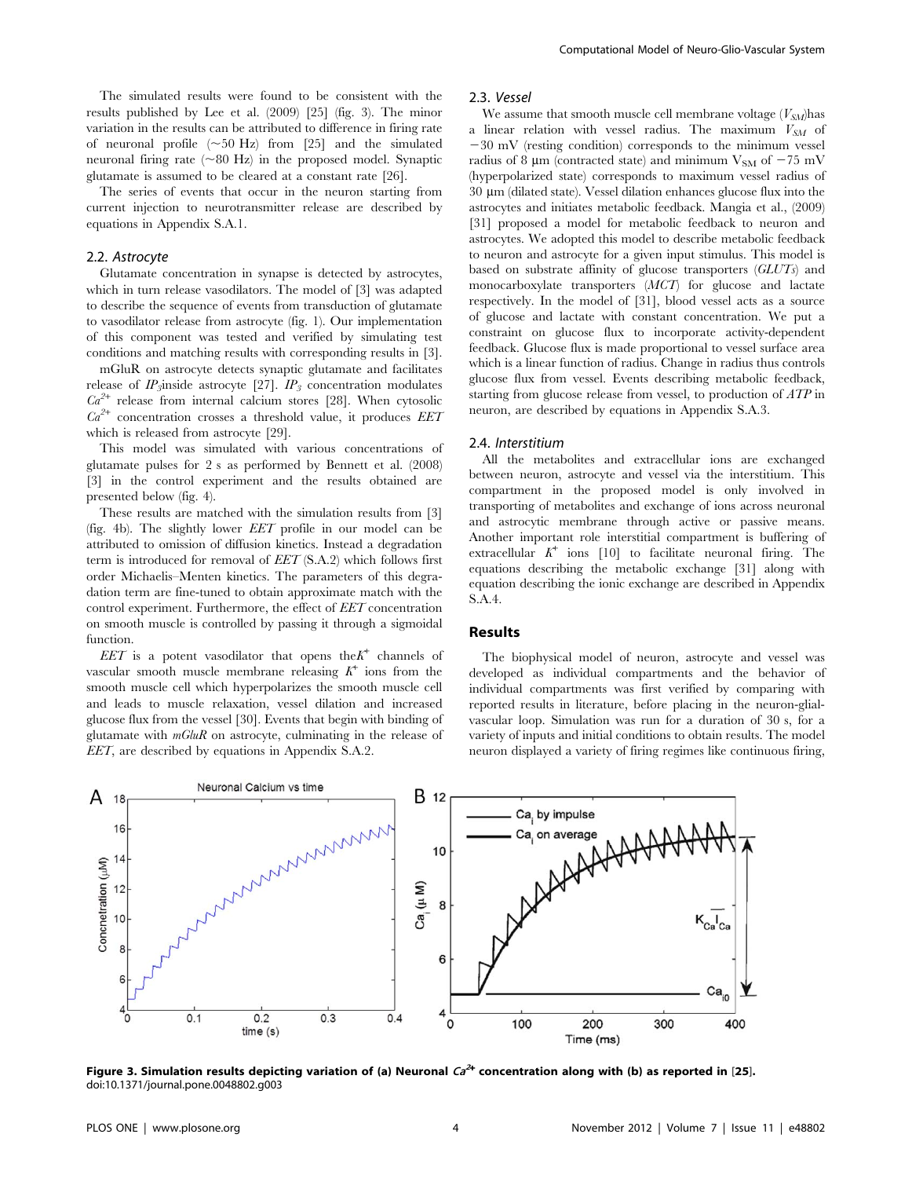The simulated results were found to be consistent with the results published by Lee et al. (2009) [25] (fig. 3). The minor variation in the results can be attributed to difference in firing rate of neuronal profile (~50 Hz) from [25] and the simulated neuronal firing rate (~80 Hz) in the proposed model. Synaptic glutamate is assumed to be cleared at a constant rate [26].

The series of events that occur in the neuron starting from current injection to neurotransmitter release are described by equations in Appendix S.A.1.

### 2.2. *Astrocyte*

Glutamate concentration in synapse is detected by astrocytes, which in turn release vasodilators. The model of [3] was adapted to describe the sequence of events from transduction of glutamate to vasodilator release from astrocyte (fig. 1). Our implementation of this component was tested and verified by simulating test conditions and matching results with corresponding results in [3].

mGluR on astrocyte detects synaptic glutamate and facilitates release of $IP_3$ inside astrocyte [27]. $IP_3$ concentration modulates $Ca^{2+}$ release from internal calcium stores [28]. When cytosolic $Ca^{2+}$ concentration crosses a threshold value, it produces *EET* which is released from astrocyte [29].

This model was simulated with various concentrations of glutamate pulses for 2 s as performed by Bennett et al. (2008) [3] in the control experiment and the results obtained are presented below (fig. 4).

These results are matched with the simulation results from [3] (fig. 4b). The slightly lower *EET* profile in our model can be attributed to omission of diffusion kinetics. Instead a degradation term is introduced for removal of *EET* (S.A.2) which follows first order Michaelis–Menten kinetics. The parameters of this degradation term are fine-tuned to obtain approximate match with the control experiment. Furthermore, the effect of *EET* concentration on smooth muscle is controlled by passing it through a sigmoidal function.

*EET* is a potent vasodilator that opens the $K^+$ channels of vascular smooth muscle membrane releasing $K^+$ ions from the smooth muscle cell which hyperpolarizes the smooth muscle cell and leads to muscle relaxation, vessel dilation and increased glucose flux from the vessel [30]. Events that begin with binding of glutamate with *mGluR* on astrocyte, culminating in the release of *EET*, are described by equations in Appendix S.A.2.

### 2.3. *Vessel*

We assume that smooth muscle cell membrane voltage ($V_{SM}$) has a linear relation with vessel radius. The maximum $V_{SM}$ of −30 mV (resting condition) corresponds to the minimum vessel radius of 8 μm (contracted state) and minimum $V_{SM}$ of −75 mV (hyperpolarized state) corresponds to maximum vessel radius of 30 μm (dilated state). Vessel dilation enhances glucose flux into the astrocytes and initiates metabolic feedback. Mangia et al., (2009) [31] proposed a model for metabolic feedback to neuron and astrocytes. We adopted this model to describe metabolic feedback to neuron and astrocyte for a given input stimulus. This model is based on substrate affinity of glucose transporters (*GLUTs*) and monocarboxylate transporters (*MCT*) for glucose and lactate respectively. In the model of [31], blood vessel acts as a source of glucose and lactate with constant concentration. We put a constraint on glucose flux to incorporate activity-dependent feedback. Glucose flux is made proportional to vessel surface area which is a linear function of radius. Change in radius thus controls glucose flux from vessel. Events describing metabolic feedback, starting from glucose release from vessel, to production of *ATP* in neuron, are described by equations in Appendix S.A.3.

### 2.4. *Interstitium*

All the metabolites and extracellular ions are exchanged between neuron, astrocyte and vessel via the interstitium. This compartment in the proposed model is only involved in transporting of metabolites and exchange of ions across neuronal and astrocytic membrane through active or passive means. Another important role interstitial compartment is buffering of extracellular $K^+$ ions [10] to facilitate neuronal firing. The equations describing the metabolic exchange [31] along with equation describing the ionic exchange are described in Appendix S.A.4.

## Results

The biophysical model of neuron, astrocyte and vessel was developed as individual compartments and the behavior of individual compartments was first verified by comparing with reported results in literature, before placing in the neuron-glial-vascular loop. Simulation was run for a duration of 30 s, for a variety of inputs and initial conditions to obtain results. The model neuron displayed a variety of firing regimes like continuous firing,

**Figure 3. Simulation results depicting variation of (a) Neuronal $Ca^{2+}$ concentration along with (b) as reported in [25].**
doi:10.1371/journal.pone.0048802.g003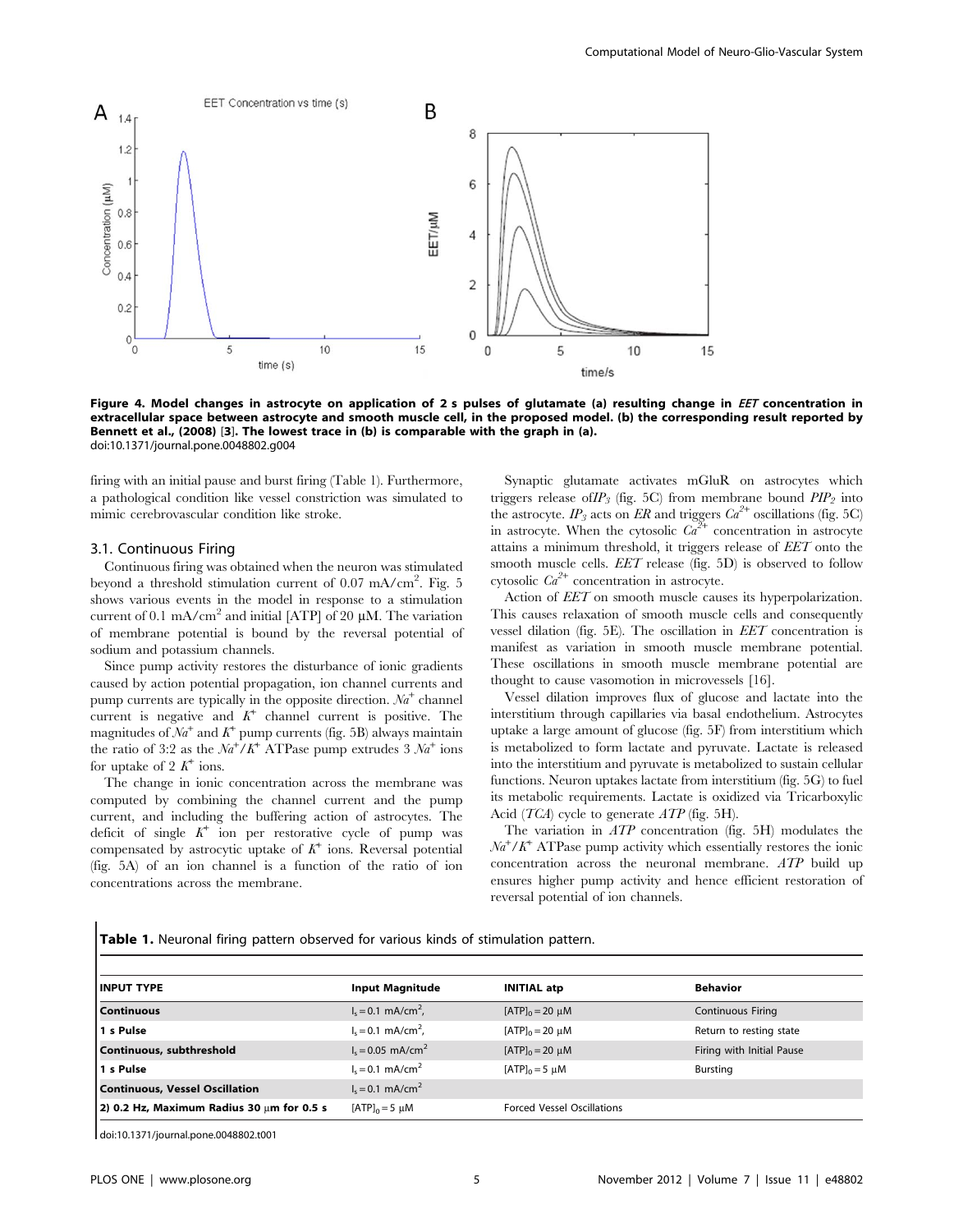Figure 4. Model changes in astrocyte on application of 2 s pulses of glutamate (a) resulting change in *EET* concentration in extracellular space between astrocyte and smooth muscle cell, in the proposed model. (b) the corresponding result reported by Bennett et al., (2008) [3]. The lowest trace in (b) is comparable with the graph in (a).
doi:10.1371/journal.pone.0048802.g004

firing with an initial pause and burst firing (Table 1). Furthermore, a pathological condition like vessel constriction was simulated to mimic cerebrovascular condition like stroke.

### 3.1. Continuous Firing

Continuous firing was obtained when the neuron was stimulated beyond a threshold stimulation current of 0.07 mA/cm$^2$. Fig. 5 shows various events in the model in response to a stimulation current of 0.1 mA/cm$^2$ and initial [ATP] of 20 μM. The variation of membrane potential is bound by the reversal potential of sodium and potassium channels.

Since pump activity restores the disturbance of ionic gradients caused by action potential propagation, ion channel currents and pump currents are typically in the opposite direction. $Na^+$ channel current is negative and $K^+$ channel current is positive. The magnitudes of $Na^+$ and $K^+$ pump currents (fig. 5B) always maintain the ratio of 3:2 as the $Na^+/K^+$ ATPase pump extrudes 3 $Na^+$ ions for uptake of 2 $K^+$ ions.

The change in ionic concentration across the membrane was computed by combining the channel current and the pump current, and including the buffering action of astrocytes. The deficit of single $K^+$ ion per restorative cycle of pump was compensated by astrocytic uptake of $K^+$ ions. Reversal potential (fig. 5A) of an ion channel is a function of the ratio of ion concentrations across the membrane.

Synaptic glutamate activates mGluR on astrocytes which triggers release of $IP_3$ (fig. 5C) from membrane bound $PIP_2$ into the astrocyte. $IP_3$ acts on *ER* and triggers $Ca^{2+}$ oscillations (fig. 5C) in astrocyte. When the cytosolic $Ca^{2+}$ concentration in astrocyte attains a minimum threshold, it triggers release of *EET* onto the smooth muscle cells. *EET* release (fig. 5D) is observed to follow cytosolic $Ca^{2+}$ concentration in astrocyte.

Action of *EET* on smooth muscle causes its hyperpolarization. This causes relaxation of smooth muscle cells and consequently vessel dilation (fig. 5E). The oscillation in *EET* concentration is manifest as variation in smooth muscle membrane potential. These oscillations in smooth muscle membrane potential are thought to cause vasomotion in microvessels [16].

Vessel dilation improves flux of glucose and lactate into the interstitium through capillaries via basal endothelium. Astrocytes uptake a large amount of glucose (fig. 5F) from interstitium which is metabolized to form lactate and pyruvate. Lactate is released into the interstitium and pyruvate is metabolized to sustain cellular functions. Neuron uptakes lactate from interstitium (fig. 5G) to fuel its metabolic requirements. Lactate is oxidized via Tricarboxylic Acid (*TCA*) cycle to generate *ATP* (fig. 5H).

The variation in *ATP* concentration (fig. 5H) modulates the $Na^+/K^+$ ATPase pump activity which essentially restores the ionic concentration across the neuronal membrane. *ATP* build up ensures higher pump activity and hence efficient restoration of reversal potential of ion channels.

**Table 1.** Neuronal firing pattern observed for various kinds of stimulation pattern.

| INPUT TYPE | Input Magnitude | INITIAL atp | Behavior |
|---|---|---|---|
| **Continuous** | $I_s = 0.1$ mA/cm$^2$, | $[ATP]_0 = 20$ μM | Continuous Firing |
| **1 s Pulse** | $I_s = 0.1$ mA/cm$^2$, | $[ATP]_0 = 20$ μM | Return to resting state |
| **Continuous, subthreshold** | $I_s = 0.05$ mA/cm$^2$ | $[ATP]_0 = 20$ μM | Firing with Initial Pause |
| **1 s Pulse** | $I_s = 0.1$ mA/cm$^2$ | $[ATP]_0 = 5$ μM | Bursting |
| **Continuous, Vessel Oscillation** | $I_s = 0.1$ mA/cm$^2$ | | |
| **2) 0.2 Hz, Maximum Radius 30 μm for 0.5 s** | $[ATP]_0 = 5$ μM | Forced Vessel Oscillations | |

doi:10.1371/journal.pone.0048802.t001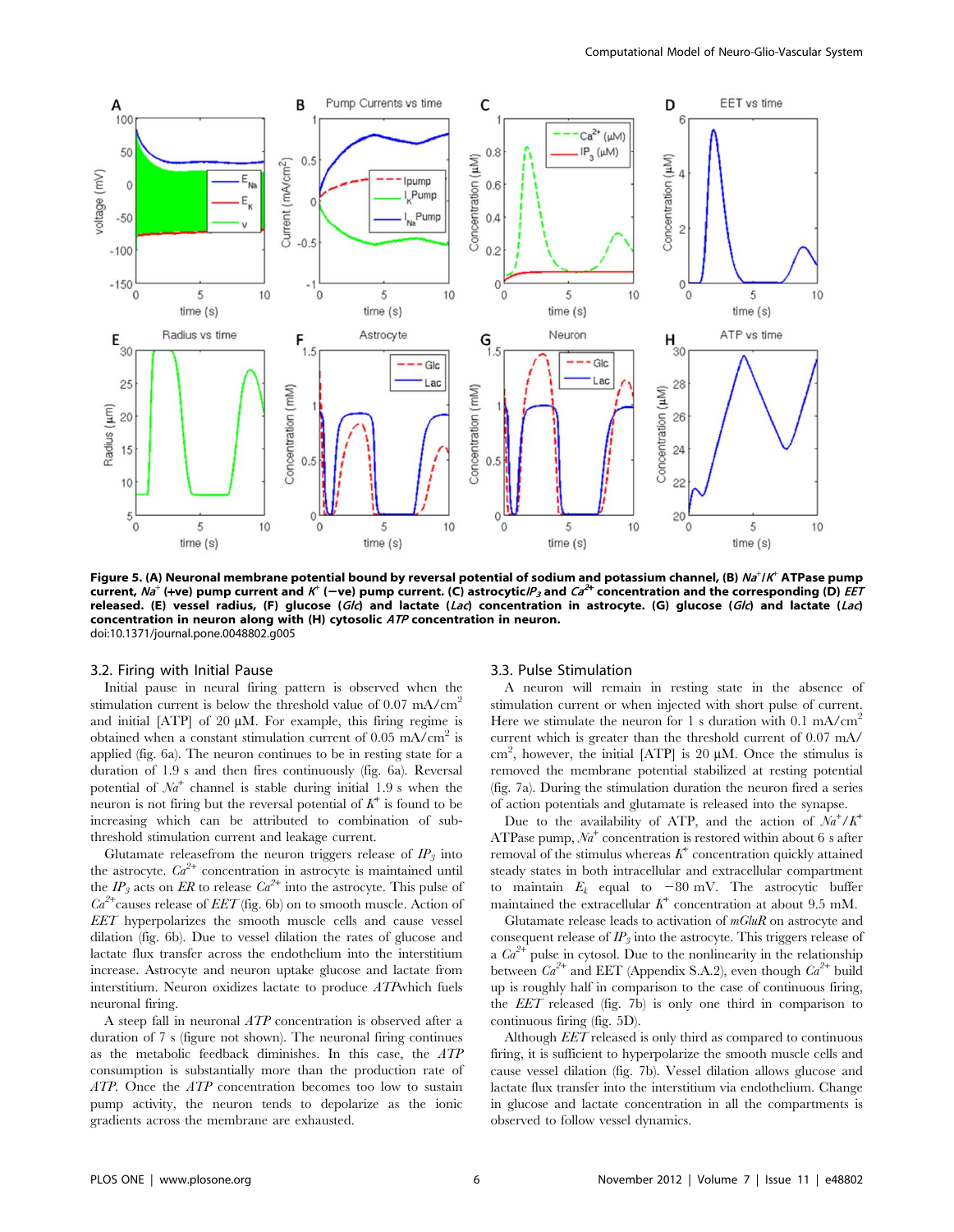**Figure 5. (A) Neuronal membrane potential bound by reversal potential of sodium and potassium channel, (B) $Na^+/K^+$ ATPase pump current, $Na^+$ (+ve) pump current and $K^+$ (−ve) pump current. (C) astrocytic $IP_3$ and $Ca^{2+}$ concentration and the corresponding (D) *EET* released. (E) vessel radius, (F) glucose (*Glc*) and lactate (*Lac*) concentration in astrocyte. (G) glucose (*Glc*) and lactate (*Lac*) concentration in neuron along with (H) cytosolic *ATP* concentration in neuron.**
doi:10.1371/journal.pone.0048802.g005

### 3.2. Firing with Initial Pause

Initial pause in neural firing pattern is observed when the stimulation current is below the threshold value of 0.07 mA/cm$^2$ and initial [ATP] of 20 μM. For example, this firing regime is obtained when a constant stimulation current of 0.05 mA/cm$^2$ is applied (fig. 6a). The neuron continues to be in resting state for a duration of 1.9 s and then fires continuously (fig. 6a). Reversal potential of $Na^+$ channel is stable during initial 1.9 s when the neuron is not firing but the reversal potential of $K^+$ is found to be increasing which can be attributed to combination of sub-threshold stimulation current and leakage current.

Glutamate releasefrom the neuron triggers release of $IP_3$ into the astrocyte. $Ca^{2+}$ concentration in astrocyte is maintained until the $IP_3$ acts on $ER$ to release $Ca^{2+}$ into the astrocyte. This pulse of $Ca^{2+}$causes release of *EET* (fig. 6b) on to smooth muscle. Action of *EET* hyperpolarizes the smooth muscle cells and cause vessel dilation (fig. 6b). Due to vessel dilation the rates of glucose and lactate flux transfer across the endothelium into the interstitium increase. Astrocyte and neuron uptake glucose and lactate from interstitium. Neuron oxidizes lactate to produce *ATP*which fuels neuronal firing.

A steep fall in neuronal *ATP* concentration is observed after a duration of 7 s (figure not shown). The neuronal firing continues as the metabolic feedback diminishes. In this case, the *ATP* consumption is substantially more than the production rate of *ATP*. Once the *ATP* concentration becomes too low to sustain pump activity, the neuron tends to depolarize as the ionic gradients across the membrane are exhausted.

### 3.3. Pulse Stimulation

A neuron will remain in resting state in the absence of stimulation current or when injected with short pulse of current. Here we stimulate the neuron for 1 s duration with 0.1 mA/cm$^2$ current which is greater than the threshold current of 0.07 mA/cm$^2$, however, the initial [ATP] is 20 μM. Once the stimulus is removed the membrane potential stabilized at resting potential (fig. 7a). During the stimulation duration the neuron fired a series of action potentials and glutamate is released into the synapse.

Due to the availability of ATP, and the action of $Na^+/K^+$ ATPase pump, $Na^+$ concentration is restored within about 6 s after removal of the stimulus whereas $K^+$ concentration quickly attained steady states in both intracellular and extracellular compartment to maintain $E_k$ equal to −80 mV. The astrocytic buffer maintained the extracellular $K^+$ concentration at about 9.5 mM.

Glutamate release leads to activation of *mGluR* on astrocyte and consequent release of $IP_3$ into the astrocyte. This triggers release of a $Ca^{2+}$ pulse in cytosol. Due to the nonlinearity in the relationship between $Ca^{2+}$ and EET (Appendix S.A.2), even though $Ca^{2+}$ build up is roughly half in comparison to the case of continuous firing, the *EET* released (fig. 7b) is only one third in comparison to continuous firing (fig. 5D).

Although *EET* released is only third as compared to continuous firing, it is sufficient to hyperpolarize the smooth muscle cells and cause vessel dilation (fig. 7b). Vessel dilation allows glucose and lactate flux transfer into the interstitium via endothelium. Change in glucose and lactate concentration in all the compartments is observed to follow vessel dynamics.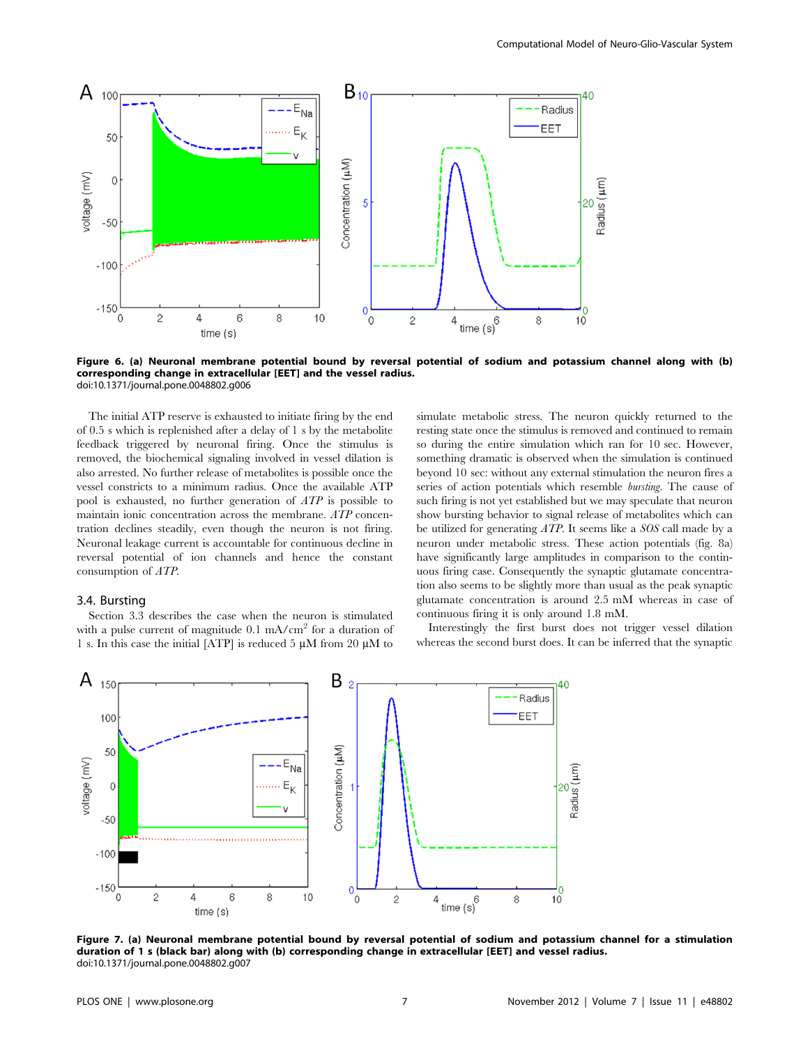**Figure 6. (a) Neuronal membrane potential bound by reversal potential of sodium and potassium channel along with (b) corresponding change in extracellular [EET] and the vessel radius.**
doi:10.1371/journal.pone.0048802.g006

The initial ATP reserve is exhausted to initiate firing by the end of 0.5 s which is replenished after a delay of 1 s by the metabolite feedback triggered by neuronal firing. Once the stimulus is removed, the biochemical signaling involved in vessel dilation is also arrested. No further release of metabolites is possible once the vessel constricts to a minimum radius. Once the available ATP pool is exhausted, no further generation of *ATP* is possible to maintain ionic concentration across the membrane. *ATP* concentration declines steadily, even though the neuron is not firing. Neuronal leakage current is accountable for continuous decline in reversal potential of ion channels and hence the constant consumption of *ATP*.

### 3.4. Bursting

Section 3.3 describes the case when the neuron is stimulated with a pulse current of magnitude 0.1 mA/cm$^2$ for a duration of 1 s. In this case the initial [ATP] is reduced 5 µM from 20 µM to simulate metabolic stress. The neuron quickly returned to the resting state once the stimulus is removed and continued to remain so during the entire simulation which ran for 10 sec. However, something dramatic is observed when the simulation is continued beyond 10 sec: without any external stimulation the neuron fires a series of action potentials which resemble *bursting*. The cause of such firing is not yet established but we may speculate that neuron show bursting behavior to signal release of metabolites which can be utilized for generating *ATP*. It seems like a *SOS* call made by a neuron under metabolic stress. These action potentials (fig. 8a) have significantly large amplitudes in comparison to the continuous firing case. Consequently the synaptic glutamate concentration also seems to be slightly more than usual as the peak synaptic glutamate concentration is around 2.5 mM whereas in case of continuous firing it is only around 1.8 mM.

Interestingly the first burst does not trigger vessel dilation whereas the second burst does. It can be inferred that the synaptic

**Figure 7. (a) Neuronal membrane potential bound by reversal potential of sodium and potassium channel for a stimulation duration of 1 s (black bar) along with (b) corresponding change in extracellular [EET] and vessel radius.**
doi:10.1371/journal.pone.0048802.g007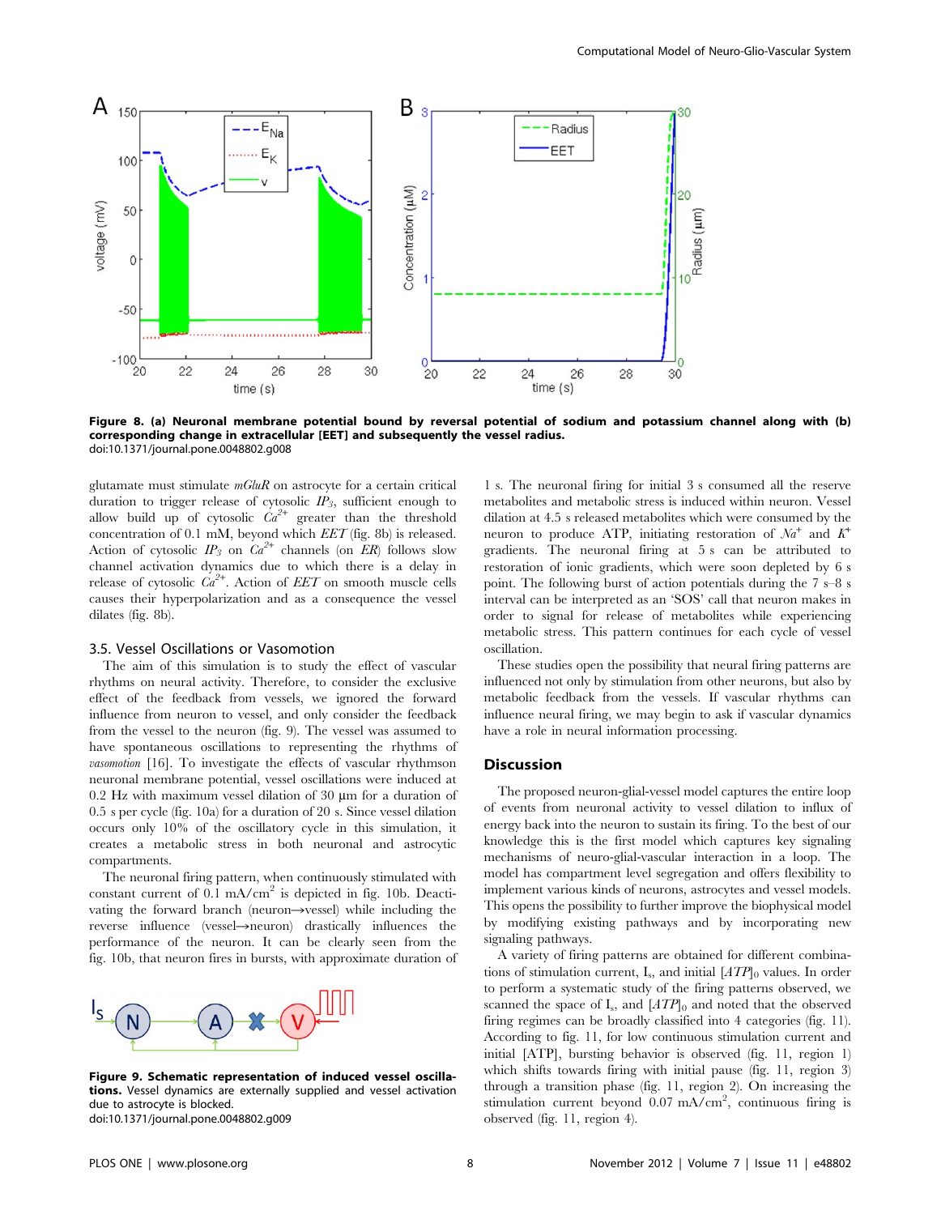**Figure 8. (a) Neuronal membrane potential bound by reversal potential of sodium and potassium channel along with (b) corresponding change in extracellular [EET] and subsequently the vessel radius.**
doi:10.1371/journal.pone.0048802.g008

glutamate must stimulate *mGluR* on astrocyte for a certain critical duration to trigger release of cytosolic $IP_3$, sufficient enough to allow build up of cytosolic $Ca^{2+}$ greater than the threshold concentration of 0.1 mM, beyond which *EET* (fig. 8b) is released. Action of cytosolic $IP_3$ on $Ca^{2+}$ channels (on *ER*) follows slow channel activation dynamics due to which there is a delay in release of cytosolic $Ca^{2+}$. Action of *EET* on smooth muscle cells causes their hyperpolarization and as a consequence the vessel dilates (fig. 8b).

### 3.5. Vessel Oscillations or Vasomotion

The aim of this simulation is to study the effect of vascular rhythms on neural activity. Therefore, to consider the exclusive effect of the feedback from vessels, we ignored the forward influence from neuron to vessel, and only consider the feedback from the vessel to the neuron (fig. 9). The vessel was assumed to have spontaneous oscillations to representing the rhythms of *vasomotion* [16]. To investigate the effects of vascular rhythmson neuronal membrane potential, vessel oscillations were induced at 0.2 Hz with maximum vessel dilation of 30 μm for a duration of 0.5 s per cycle (fig. 10a) for a duration of 20 s. Since vessel dilation occurs only 10% of the oscillatory cycle in this simulation, it creates a metabolic stress in both neuronal and astrocytic compartments.

The neuronal firing pattern, when continuously stimulated with constant current of 0.1 mA/cm$^2$ is depicted in fig. 10b. Deactivating the forward branch (neuron→vessel) while including the reverse influence (vessel→neuron) drastically influences the performance of the neuron. It can be clearly seen from the fig. 10b, that neuron fires in bursts, with approximate duration of 1 s. The neuronal firing for initial 3 s consumed all the reserve metabolites and metabolic stress is induced within neuron. Vessel dilation at 4.5 s released metabolites which were consumed by the neuron to produce ATP, initiating restoration of $Na^+$ and $K^+$ gradients. The neuronal firing at 5 s can be attributed to restoration of ionic gradients, which were soon depleted by 6 s point. The following burst of action potentials during the 7 s–8 s interval can be interpreted as an 'SOS' call that neuron makes in order to signal for release of metabolites while experiencing metabolic stress. This pattern continues for each cycle of vessel oscillation.

These studies open the possibility that neural firing patterns are influenced not only by stimulation from other neurons, but also by metabolic feedback from the vessels. If vascular rhythms can influence neural firing, we may begin to ask if vascular dynamics have a role in neural information processing.

**Figure 9. Schematic representation of induced vessel oscillations.** Vessel dynamics are externally supplied and vessel activation due to astrocyte is blocked.
doi:10.1371/journal.pone.0048802.g009

## Discussion

The proposed neuron-glial-vessel model captures the entire loop of events from neuronal activity to vessel dilation to influx of energy back into the neuron to sustain its firing. To the best of our knowledge this is the first model which captures key signaling mechanisms of neuro-glial-vascular interaction in a loop. The model has compartment level segregation and offers flexibility to implement various kinds of neurons, astrocytes and vessel models. This opens the possibility to further improve the biophysical model by modifying existing pathways and by incorporating new signaling pathways.

A variety of firing patterns are obtained for different combinations of stimulation current, $I_s$, and initial $[ATP]_0$ values. In order to perform a systematic study of the firing patterns observed, we scanned the space of $I_s$, and $[ATP]_0$ and noted that the observed firing regimes can be broadly classified into 4 categories (fig. 11). According to fig. 11, for low continuous stimulation current and initial [ATP], bursting behavior is observed (fig. 11, region 1) which shifts towards firing with initial pause (fig. 11, region 3) through a transition phase (fig. 11, region 2). On increasing the stimulation current beyond 0.07 mA/cm$^2$, continuous firing is observed (fig. 11, region 4).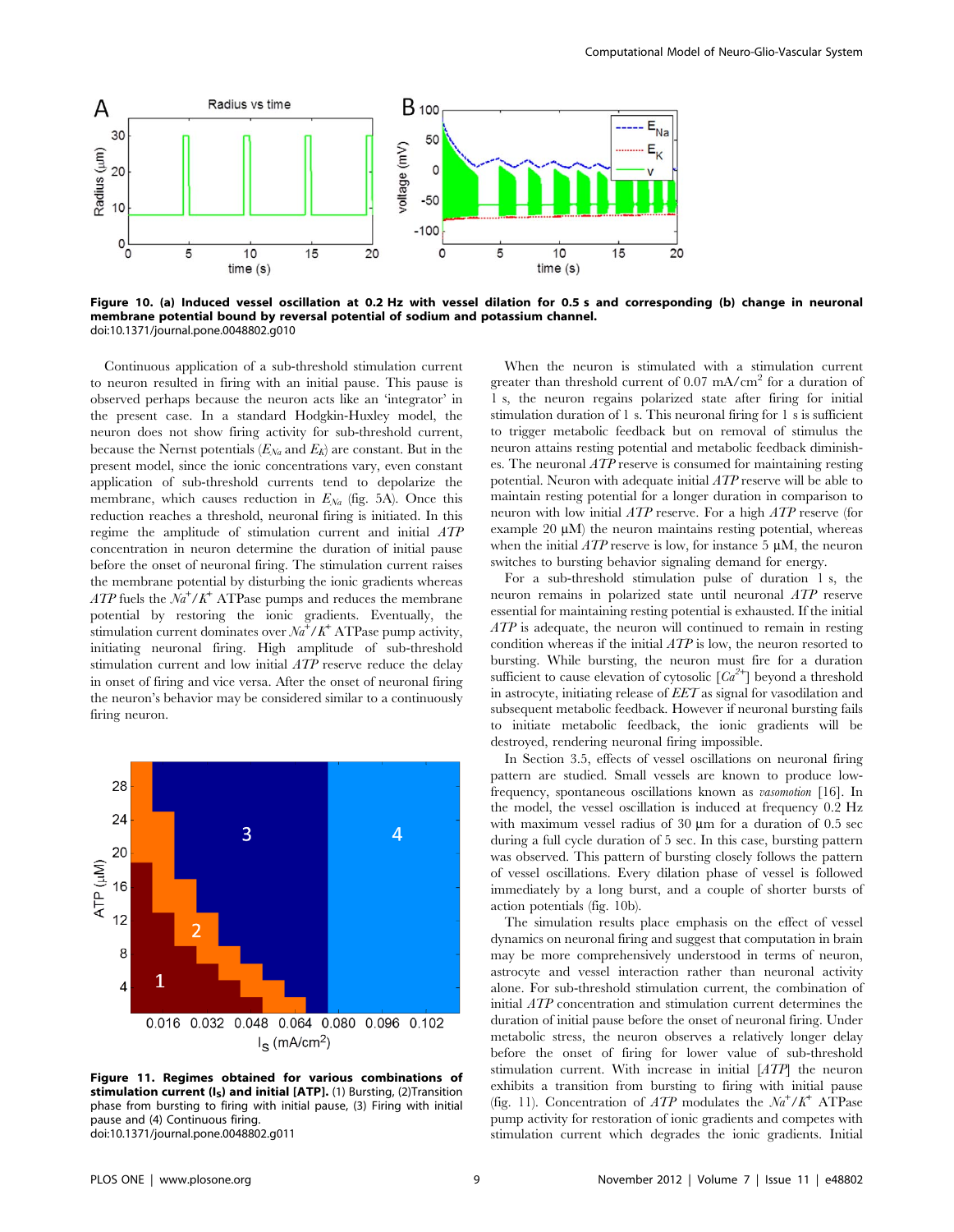**Figure 10. (a) Induced vessel oscillation at 0.2 Hz with vessel dilation for 0.5 s and corresponding (b) change in neuronal membrane potential bound by reversal potential of sodium and potassium channel.**
doi:10.1371/journal.pone.0048802.g010

Continuous application of a sub-threshold stimulation current to neuron resulted in firing with an initial pause. This pause is observed perhaps because the neuron acts like an 'integrator' in the present case. In a standard Hodgkin-Huxley model, the neuron does not show firing activity for sub-threshold current, because the Nernst potentials ($E_{Na}$ and $E_K$) are constant. But in the present model, since the ionic concentrations vary, even constant application of sub-threshold currents tend to depolarize the membrane, which causes reduction in $E_{Na}$ (fig. 5A). Once this reduction reaches a threshold, neuronal firing is initiated. In this regime the amplitude of stimulation current and initial *ATP* concentration in neuron determine the duration of initial pause before the onset of neuronal firing. The stimulation current raises the membrane potential by disturbing the ionic gradients whereas *ATP* fuels the $Na^+/K^+$ ATPase pumps and reduces the membrane potential by restoring the ionic gradients. Eventually, the stimulation current dominates over $Na^+/K^+$ ATPase pump activity, initiating neuronal firing. High amplitude of sub-threshold stimulation current and low initial *ATP* reserve reduce the delay in onset of firing and vice versa. After the onset of neuronal firing the neuron's behavior may be considered similar to a continuously firing neuron.

**Figure 11. Regimes obtained for various combinations of stimulation current ($I_S$) and initial [ATP].** (1) Bursting, (2)Transition phase from bursting to firing with initial pause, (3) Firing with initial pause and (4) Continuous firing.
doi:10.1371/journal.pone.0048802.g011

When the neuron is stimulated with a stimulation current greater than threshold current of 0.07 mA/cm$^2$ for a duration of 1 s, the neuron regains polarized state after firing for initial stimulation duration of 1 s. This neuronal firing for 1 s is sufficient to trigger metabolic feedback but on removal of stimulus the neuron attains resting potential and metabolic feedback diminishes. The neuronal *ATP* reserve is consumed for maintaining resting potential. Neuron with adequate initial *ATP* reserve will be able to maintain resting potential for a longer duration in comparison to neuron with low initial *ATP* reserve. For a high *ATP* reserve (for example 20 μM) the neuron maintains resting potential, whereas when the initial *ATP* reserve is low, for instance 5 μM, the neuron switches to bursting behavior signaling demand for energy.

For a sub-threshold stimulation pulse of duration 1 s, the neuron remains in polarized state until neuronal *ATP* reserve essential for maintaining resting potential is exhausted. If the initial *ATP* is adequate, the neuron will continued to remain in resting condition whereas if the initial *ATP* is low, the neuron resorted to bursting. While bursting, the neuron must fire for a duration sufficient to cause elevation of cytosolic [$Ca^{2+}$] beyond a threshold in astrocyte, initiating release of *EET* as signal for vasodilation and subsequent metabolic feedback. However if neuronal bursting fails to initiate metabolic feedback, the ionic gradients will be destroyed, rendering neuronal firing impossible.

In Section 3.5, effects of vessel oscillations on neuronal firing pattern are studied. Small vessels are known to produce low-frequency, spontaneous oscillations known as *vasomotion* [16]. In the model, the vessel oscillation is induced at frequency 0.2 Hz with maximum vessel radius of 30 μm for a duration of 0.5 sec during a full cycle duration of 5 sec. In this case, bursting pattern was observed. This pattern of bursting closely follows the pattern of vessel oscillations. Every dilation phase of vessel is followed immediately by a long burst, and a couple of shorter bursts of action potentials (fig. 10b).

The simulation results place emphasis on the effect of vessel dynamics on neuronal firing and suggest that computation in brain may be more comprehensively understood in terms of neuron, astrocyte and vessel interaction rather than neuronal activity alone. For sub-threshold stimulation current, the combination of initial *ATP* concentration and stimulation current determines the duration of initial pause before the onset of neuronal firing. Under metabolic stress, the neuron observes a relatively longer delay before the onset of firing for lower value of sub-threshold stimulation current. With increase in initial [*ATP*] the neuron exhibits a transition from bursting to firing with initial pause (fig. 11). Concentration of *ATP* modulates the $Na^+/K^+$ ATPase pump activity for restoration of ionic gradients and competes with stimulation current which degrades the ionic gradients. Initial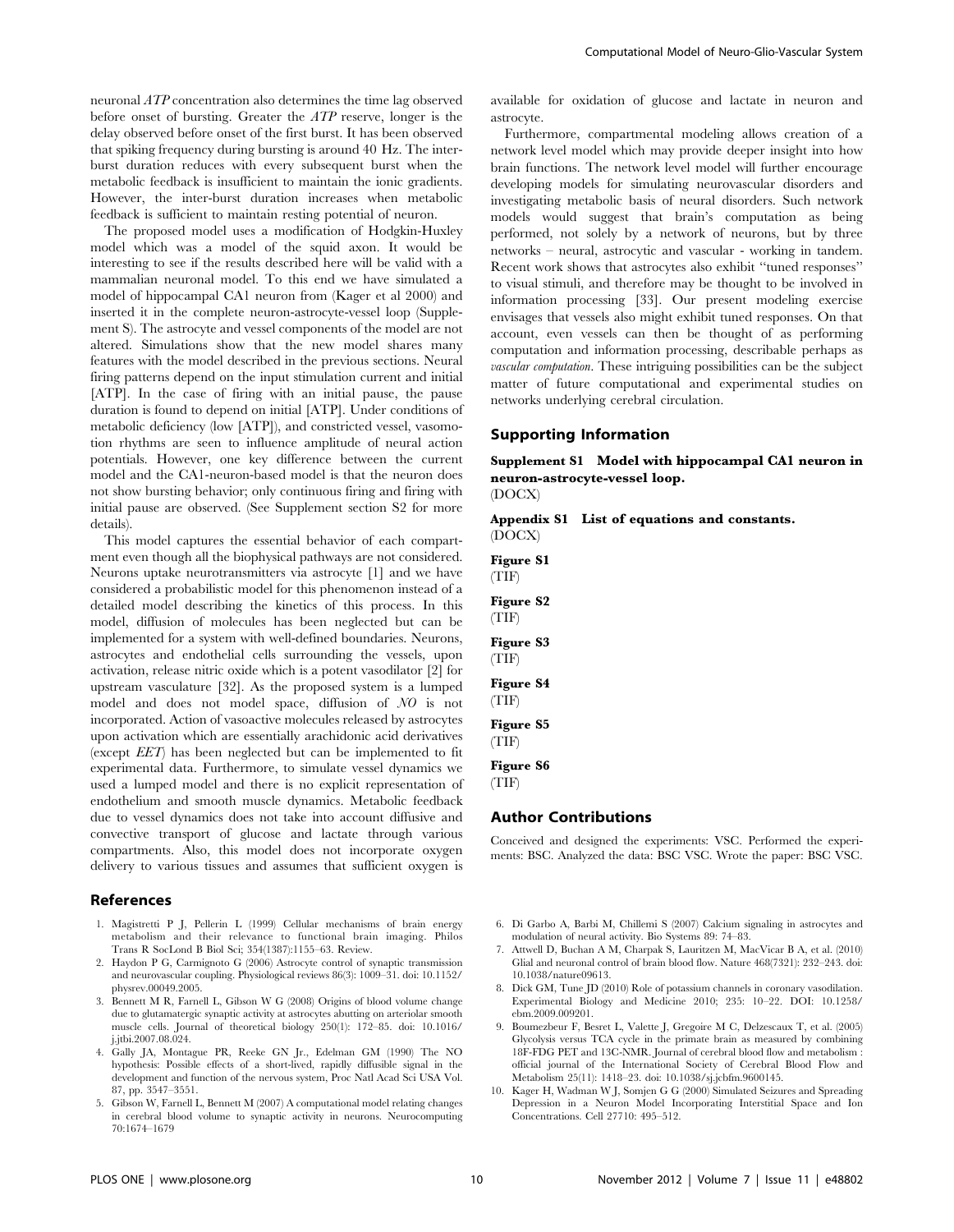neuronal *ATP* concentration also determines the time lag observed before onset of bursting. Greater the *ATP* reserve, longer is the delay observed before onset of the first burst. It has been observed that spiking frequency during bursting is around 40 Hz. The inter-burst duration reduces with every subsequent burst when the metabolic feedback is insufficient to maintain the ionic gradients. However, the inter-burst duration increases when metabolic feedback is sufficient to maintain resting potential of neuron.

The proposed model uses a modification of Hodgkin-Huxley model which was a model of the squid axon. It would be interesting to see if the results described here will be valid with a mammalian neuronal model. To this end we have simulated a model of hippocampal CA1 neuron from (Kager et al 2000) and inserted it in the complete neuron-astrocyte-vessel loop (Supplement S). The astrocyte and vessel components of the model are not altered. Simulations show that the new model shares many features with the model described in the previous sections. Neural firing patterns depend on the input stimulation current and initial [ATP]. In the case of firing with an initial pause, the pause duration is found to depend on initial [ATP]. Under conditions of metabolic deficiency (low [ATP]), and constricted vessel, vasomotion rhythms are seen to influence amplitude of neural action potentials. However, one key difference between the current model and the CA1-neuron-based model is that the neuron does not show bursting behavior; only continuous firing and firing with initial pause are observed. (See Supplement section S2 for more details).

This model captures the essential behavior of each compartment even though all the biophysical pathways are not considered. Neurons uptake neurotransmitters via astrocyte [1] and we have considered a probabilistic model for this phenomenon instead of a detailed model describing the kinetics of this process. In this model, diffusion of molecules has been neglected but can be implemented for a system with well-defined boundaries. Neurons, astrocytes and endothelial cells surrounding the vessels, upon activation, release nitric oxide which is a potent vasodilator [2] for upstream vasculature [32]. As the proposed system is a lumped model and does not model space, diffusion of *NO* is not incorporated. Action of vasoactive molecules released by astrocytes upon activation which are essentially arachidonic acid derivatives (except *EET*) has been neglected but can be implemented to fit experimental data. Furthermore, to simulate vessel dynamics we used a lumped model and there is no explicit representation of endothelium and smooth muscle dynamics. Metabolic feedback due to vessel dynamics does not take into account diffusive and convective transport of glucose and lactate through various compartments. Also, this model does not incorporate oxygen delivery to various tissues and assumes that sufficient oxygen is available for oxidation of glucose and lactate in neuron and astrocyte.

Furthermore, compartmental modeling allows creation of a network level model which may provide deeper insight into how brain functions. The network level model will further encourage developing models for simulating neurovascular disorders and investigating metabolic basis of neural disorders. Such network models would suggest that brain's computation as being performed, not solely by a network of neurons, but by three networks – neural, astrocytic and vascular - working in tandem. Recent work shows that astrocytes also exhibit "tuned responses" to visual stimuli, and therefore may be thought to be involved in information processing [33]. Our present modeling exercise envisages that vessels also might exhibit tuned responses. On that account, even vessels can then be thought of as performing computation and information processing, describable perhaps as *vascular computation*. These intriguing possibilities can be the subject matter of future computational and experimental studies on networks underlying cerebral circulation.

## Supporting Information

**Supplement S1 Model with hippocampal CA1 neuron in neuron-astrocyte-vessel loop.**
(DOCX)

**Appendix S1 List of equations and constants.**
(DOCX)

**Figure S1**
(TIF)

**Figure S2**
(TIF)

**Figure S3**
(TIF)

**Figure S4**
(TIF)

**Figure S5**
(TIF)

**Figure S6**
(TIF)

## Author Contributions

Conceived and designed the experiments: VSC. Performed the experiments: BSC. Analyzed the data: BSC VSC. Wrote the paper: BSC VSC.

## References

1. Magistretti P J, Pellerin L (1999) Cellular mechanisms of brain energy metabolism and their relevance to functional brain imaging. Philos Trans R SocLond B Biol Sci; 354(1387):1155–63. Review.
2. Haydon P G, Carmignoto G (2006) Astrocyte control of synaptic transmission and neurovascular coupling. Physiological reviews 86(3): 1009–31. doi: 10.1152/physrev.00049.2005.
3. Bennett M R, Farnell L, Gibson W G (2008) Origins of blood volume change due to glutamatergic synaptic activity at astrocytes abutting on arteriolar smooth muscle cells. Journal of theoretical biology 250(1): 172–85. doi: 10.1016/j.jtbi.2007.08.024.
4. Gally JA, Montague PR, Reeke GN Jr., Edelman GM (1990) The NO hypothesis: Possible effects of a short-lived, rapidly diffusible signal in the development and function of the nervous system, Proc Natl Acad Sci USA Vol. 87, pp. 3547–3551.
5. Gibson W, Farnell L, Bennett M (2007) A computational model relating changes in cerebral blood volume to synaptic activity in neurons. Neurocomputing 70:1674–1679
6. Di Garbo A, Barbi M, Chillemi S (2007) Calcium signaling in astrocytes and modulation of neural activity. Bio Systems 89: 74–83.
7. Attwell D, Buchan A M, Charpak S, Lauritzen M, MacVicar B A, et al. (2010) Glial and neuronal control of brain blood flow. Nature 468(7321): 232–243. doi: 10.1038/nature09613.
8. Dick GM, Tune JD (2010) Role of potassium channels in coronary vasodilation. Experimental Biology and Medicine 2010; 235: 10–22. DOI: 10.1258/ebm.2009.009201.
9. Boumezbeur F, Besret L, Valette J, Gregoire M C, Delzescaux T, et al. (2005) Glycolysis versus TCA cycle in the primate brain as measured by combining 18F-FDG PET and 13C-NMR. Journal of cerebral blood flow and metabolism : official journal of the International Society of Cerebral Blood Flow and Metabolism 25(11): 1418–23. doi: 10.1038/sj.jcbfm.9600145.
10. Kager H, Wadman W J, Somjen G G (2000) Simulated Seizures and Spreading Depression in a Neuron Model Incorporating Interstitial Space and Ion Concentrations. Cell 27710: 495–512.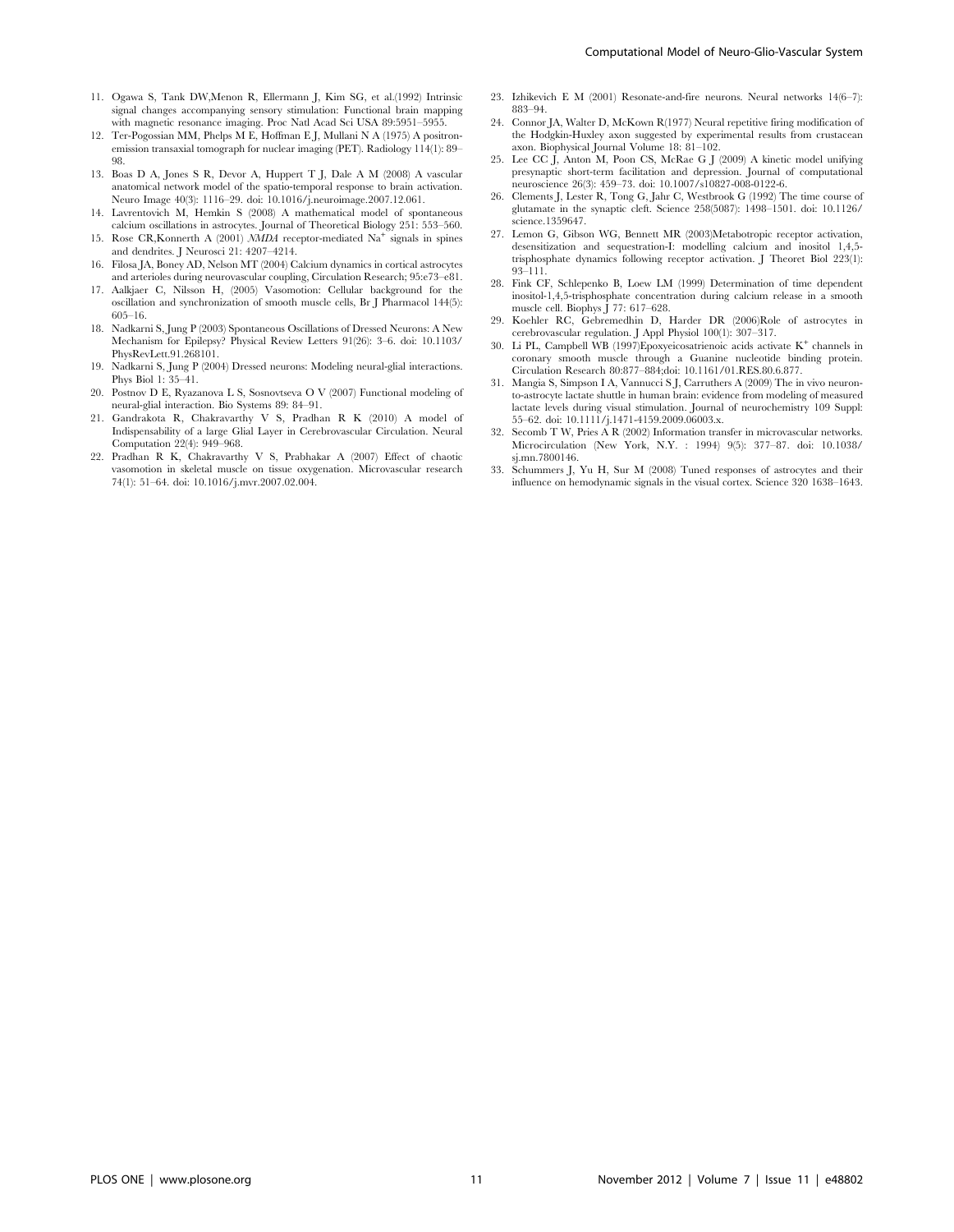11. Ogawa S, Tank DW,Menon R, Ellermann J, Kim SG, et al.(1992) Intrinsic signal changes accompanying sensory stimulation: Functional brain mapping with magnetic resonance imaging. Proc Natl Acad Sci USA 89:5951–5955.
12. Ter-Pogossian MM, Phelps M E, Hoffman E J, Mullani N A (1975) A positron-emission transaxial tomograph for nuclear imaging (PET). Radiology 114(1): 89–98.
13. Boas D A, Jones S R, Devor A, Huppert T J, Dale A M (2008) A vascular anatomical network model of the spatio-temporal response to brain activation. Neuro Image 40(3): 1116–29. doi: 10.1016/j.neuroimage.2007.12.061.
14. Lavrentovich M, Hemkin S (2008) A mathematical model of spontaneous calcium oscillations in astrocytes. Journal of Theoretical Biology 251: 553–560.
15. Rose CR,Konnerth A (2001) *NMDA* receptor-mediated $Na^+$ signals in spines and dendrites. J Neurosci 21: 4207–4214.
16. Filosa JA, Boney AD, Nelson MT (2004) Calcium dynamics in cortical astrocytes and arterioles during neurovascular coupling, Circulation Research; 95:e73–e81.
17. Aalkjaer C, Nilsson H, (2005) Vasomotion: Cellular background for the oscillation and synchronization of smooth muscle cells, Br J Pharmacol 144(5): 605–16.
18. Nadkarni S, Jung P (2003) Spontaneous Oscillations of Dressed Neurons: A New Mechanism for Epilepsy? Physical Review Letters 91(26): 3–6. doi: 10.1103/PhysRevLett.91.268101.
19. Nadkarni S, Jung P (2004) Dressed neurons: Modeling neural-glial interactions. Phys Biol 1: 35–41.
20. Postnov D E, Ryazanova L S, Sosnovtseva O V (2007) Functional modeling of neural-glial interaction. Bio Systems 89: 84–91.
21. Gandrakota R, Chakravarthy V S, Pradhan R K (2010) A model of Indispensability of a large Glial Layer in Cerebrovascular Circulation. Neural Computation 22(4): 949–968.
22. Pradhan R K, Chakravarthy V S, Prabhakar A (2007) Effect of chaotic vasomotion in skeletal muscle on tissue oxygenation. Microvascular research 74(1): 51–64. doi: 10.1016/j.mvr.2007.02.004.
23. Izhikevich E M (2001) Resonate-and-fire neurons. Neural networks 14(6–7): 883–94.
24. Connor JA, Walter D, McKown R(1977) Neural repetitive firing modification of the Hodgkin-Huxley axon suggested by experimental results from crustacean axon. Biophysical Journal Volume 18: 81–102.
25. Lee CC J, Anton M, Poon CS, McRae G J (2009) A kinetic model unifying presynaptic short-term facilitation and depression. Journal of computational neuroscience 26(3): 459–73. doi: 10.1007/s10827-008-0122-6.
26. Clements J, Lester R, Tong G, Jahr C, Westbrook G (1992) The time course of glutamate in the synaptic cleft. Science 258(5087): 1498–1501. doi: 10.1126/science.1359647.
27. Lemon G, Gibson WG, Bennett MR (2003)Metabotropic receptor activation, desensitization and sequestration-I: modelling calcium and inositol 1,4,5-trisphosphate dynamics following receptor activation. J Theoret Biol 223(1): 93–111.
28. Fink CF, Schlepenko B, Loew LM (1999) Determination of time dependent inositol-1,4,5-trisphosphate concentration during calcium release in a smooth muscle cell. Biophys J 77: 617–628.
29. Koehler RC, Gebremedhin D, Harder DR (2006)Role of astrocytes in cerebrovascular regulation. J Appl Physiol 100(1): 307–317.
30. Li PL, Campbell WB (1997)Epoxyeicosatrienoic acids activate $K^+$ channels in coronary smooth muscle through a Guanine nucleotide binding protein. Circulation Research 80:877–884;doi: 10.1161/01.RES.80.6.877.
31. Mangia S, Simpson I A, Vannucci S J, Carruthers A (2009) The in vivo neuron-to-astrocyte lactate shuttle in human brain: evidence from modeling of measured lactate levels during visual stimulation. Journal of neurochemistry 109 Suppl: 55–62. doi: 10.1111/j.1471-4159.2009.06003.x.
32. Secomb T W, Pries A R (2002) Information transfer in microvascular networks. Microcirculation (New York, N.Y. : 1994) 9(5): 377–87. doi: 10.1038/sj.mn.7800146.
33. Schummers J, Yu H, Sur M (2008) Tuned responses of astrocytes and their influence on hemodynamic signals in the visual cortex. Science 320 1638–1643.